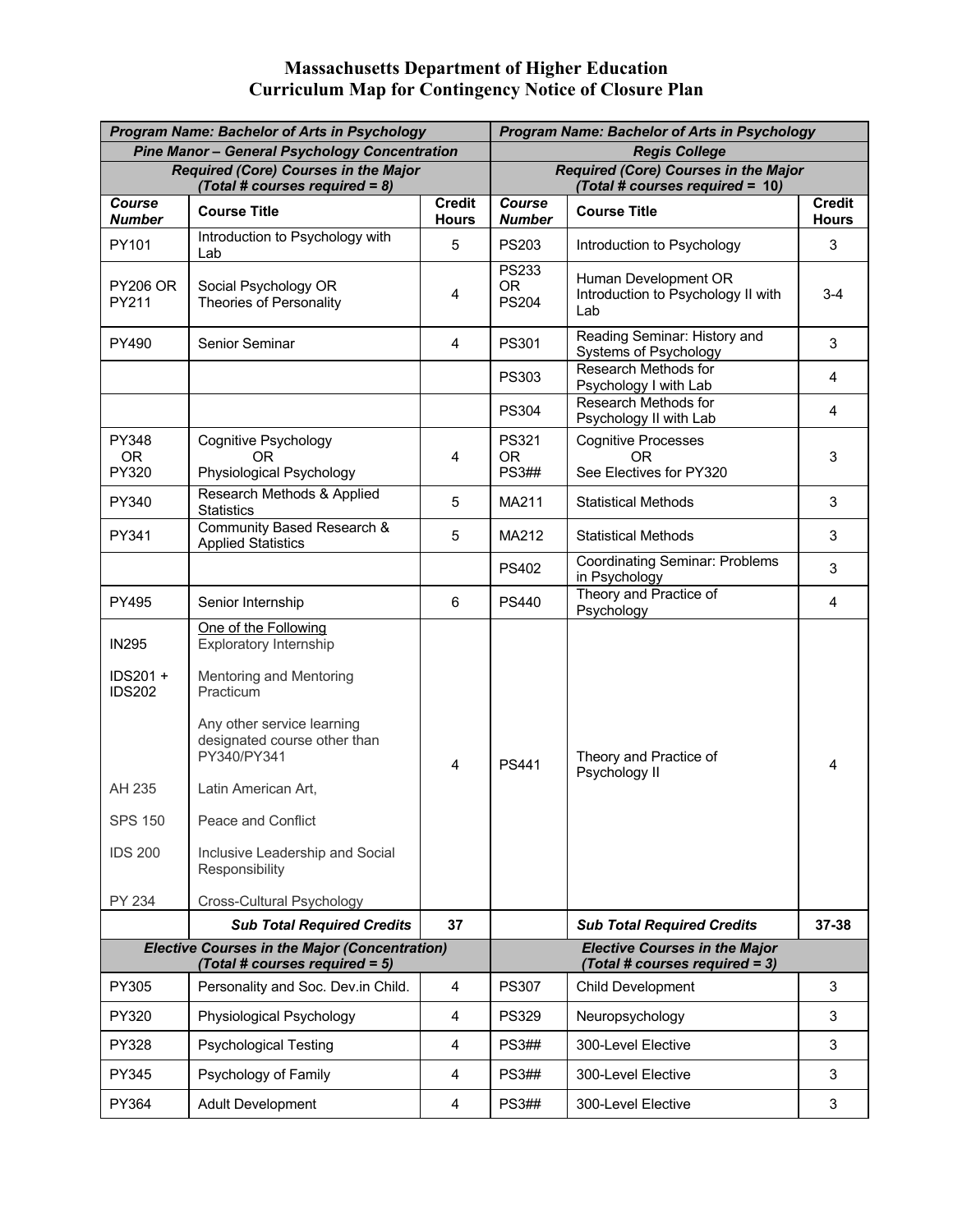# Massachusetts Department of Higher Education
## Curriculum Map for Contingency Notice of Closure Plan

| ***Program Name: Bachelor of Arts in Psychology*** | | | ***Program Name: Bachelor of Arts in Psychology*** | | |
|---|---|---|---|---|---|
| ***Pine Manor – General Psychology Concentration*** | | | ***Regis College*** | | |
| ***Required (Core) Courses in the Major (Total # courses required = 8)*** | | | ***Required (Core) Courses in the Major (Total # courses required = 10)*** | | |
| ***Course Number*** | **Course Title** | **Credit Hours** | ***Course Number*** | **Course Title** | **Credit Hours** |
| PY101 | Introduction to Psychology with Lab | 5 | PS203 | Introduction to Psychology | 3 |
| PY206 OR PY211 | Social Psychology OR Theories of Personality | 4 | PS233 OR PS204 | Human Development OR Introduction to Psychology II with Lab | 3-4 |
| PY490 | Senior Seminar | 4 | PS301 | Reading Seminar: History and Systems of Psychology | 3 |
| | | | PS303 | Research Methods for Psychology I with Lab | 4 |
| | | | PS304 | Research Methods for Psychology II with Lab | 4 |
| PY348 OR PY320 | Cognitive Psychology OR Physiological Psychology | 4 | PS321 OR PS3## | Cognitive Processes OR See Electives for PY320 | 3 |
| PY340 | Research Methods & Applied Statistics | 5 | MA211 | Statistical Methods | 3 |
| PY341 | Community Based Research & Applied Statistics | 5 | MA212 | Statistical Methods | 3 |
| | | | PS402 | Coordinating Seminar: Problems in Psychology | 3 |
| PY495 | Senior Internship | 6 | PS440 | Theory and Practice of Psychology | 4 |
| IN295<br><br>IDS201 + IDS202<br><br><br><br>AH 235<br><br>SPS 150<br><br>IDS 200<br><br>PY 234 | One of the Following<br>Exploratory Internship<br><br>Mentoring and Mentoring Practicum<br><br>Any other service learning designated course other than PY340/PY341<br><br>Latin American Art,<br><br>Peace and Conflict<br><br>Inclusive Leadership and Social Responsibility<br><br>Cross-Cultural Psychology | 4 | PS441 | Theory and Practice of Psychology II | 4 |
| | ***Sub Total Required Credits*** | **37** | | ***Sub Total Required Credits*** | **37-38** |
| ***Elective Courses in the Major (Concentration) (Total # courses required = 5)*** | | | ***Elective Courses in the Major (Total # courses required = 3)*** | | |
| PY305 | Personality and Soc. Dev.in Child. | 4 | PS307 | Child Development | 3 |
| PY320 | Physiological Psychology | 4 | PS329 | Neuropsychology | 3 |
| PY328 | Psychological Testing | 4 | PS3## | 300-Level Elective | 3 |
| PY345 | Psychology of Family | 4 | PS3## | 300-Level Elective | 3 |
| PY364 | Adult Development | 4 | PS3## | 300-Level Elective | 3 |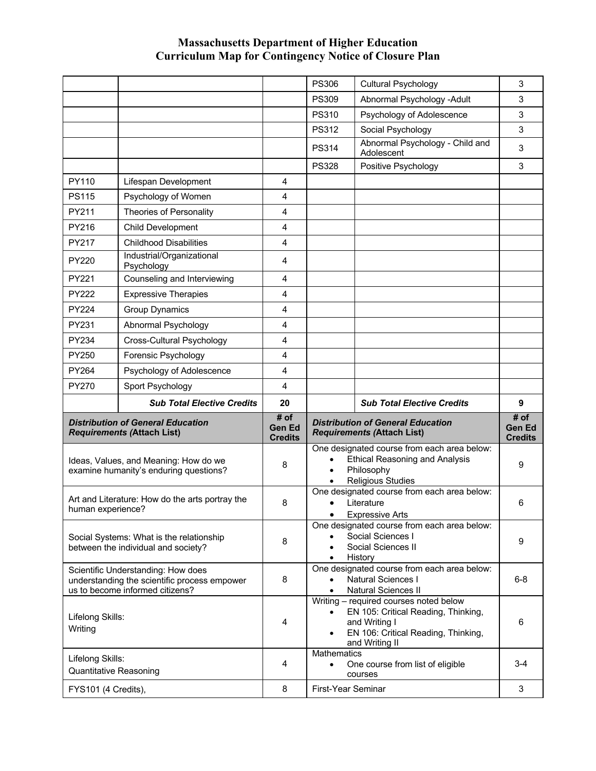# Massachusetts Department of Higher Education
## Curriculum Map for Contingency Notice of Closure Plan

| | | | | | |
|---|---|---|---|---|---|
| | | | PS306 | Cultural Psychology | 3 |
| | | | PS309 | Abnormal Psychology -Adult | 3 |
| | | | PS310 | Psychology of Adolescence | 3 |
| | | | PS312 | Social Psychology | 3 |
| | | | PS314 | Abnormal Psychology - Child and Adolescent | 3 |
| | | | PS328 | Positive Psychology | 3 |
| PY110 | Lifespan Development | 4 | | | |
| PS115 | Psychology of Women | 4 | | | |
| PY211 | Theories of Personality | 4 | | | |
| PY216 | Child Development | 4 | | | |
| PY217 | Childhood Disabilities | 4 | | | |
| PY220 | Industrial/Organizational Psychology | 4 | | | |
| PY221 | Counseling and Interviewing | 4 | | | |
| PY222 | Expressive Therapies | 4 | | | |
| PY224 | Group Dynamics | 4 | | | |
| PY231 | Abnormal Psychology | 4 | | | |
| PY234 | Cross-Cultural Psychology | 4 | | | |
| PY250 | Forensic Psychology | 4 | | | |
| PY264 | Psychology of Adolescence | 4 | | | |
| PY270 | Sport Psychology | 4 | | | |
| | ***Sub Total Elective Credits*** | **20** | | ***Sub Total Elective Credits*** | **9** |

| ***Distribution of General Education Requirements (*Attach List)** | **# of Gen Ed Credits** | ***Distribution of General Education Requirements (*Attach List)** | **# of Gen Ed Credits** |
|---|---|---|---|
| Ideas, Values, and Meaning: How do we examine humanity's enduring questions? | 8 | One designated course from each area below: • Ethical Reasoning and Analysis • Philosophy • Religious Studies | 9 |
| Art and Literature: How do the arts portray the human experience? | 8 | One designated course from each area below: • Literature • Expressive Arts | 6 |
| Social Systems: What is the relationship between the individual and society? | 8 | One designated course from each area below: • Social Sciences I • Social Sciences II • History | 9 |
| Scientific Understanding: How does understanding the scientific process empower us to become informed citizens? | 8 | One designated course from each area below: • Natural Sciences I • Natural Sciences II | 6-8 |
| Lifelong Skills: Writing | 4 | Writing – required courses noted below • EN 105: Critical Reading, Thinking, and Writing I • EN 106: Critical Reading, Thinking, and Writing II | 6 |
| Lifelong Skills: Quantitative Reasoning | 4 | Mathematics • One course from list of eligible courses | 3-4 |
| FYS101 (4 Credits), | 8 | First-Year Seminar | 3 |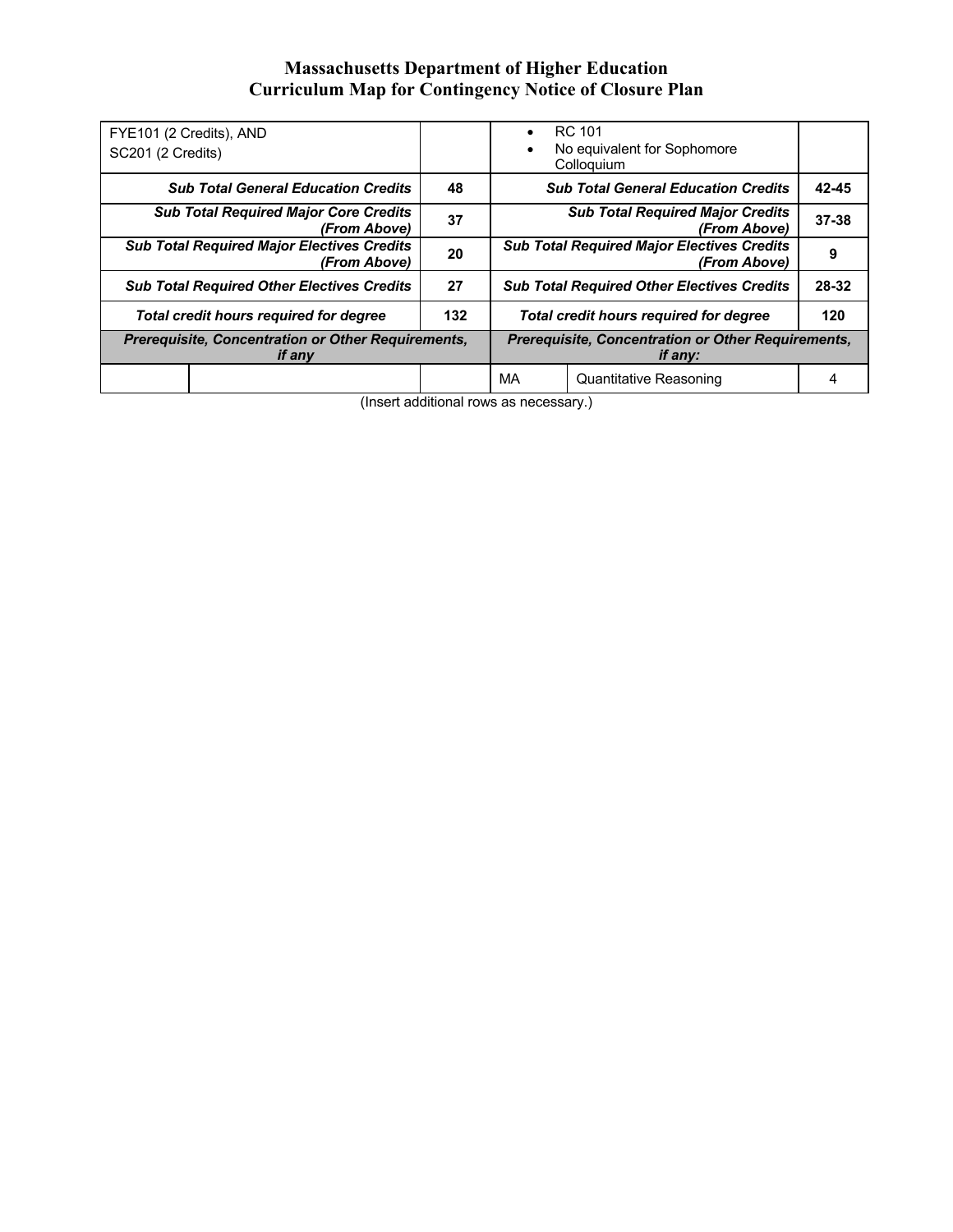# Massachusetts Department of Higher Education
## Curriculum Map for Contingency Notice of Closure Plan

| | | | | | |
|---|---|---|---|---|---|
| FYE101 (2 Credits), AND<br>SC201 (2 Credits) | | | • RC 101<br>• No equivalent for Sophomore Colloquium | | |
| ***Sub Total General Education Credits*** | | **48** | ***Sub Total General Education Credits*** | | **42-45** |
| ***Sub Total Required Major Core Credits (From Above)*** | | **37** | ***Sub Total Required Major Credits (From Above)*** | | **37-38** |
| ***Sub Total Required Major Electives Credits (From Above)*** | | **20** | ***Sub Total Required Major Electives Credits (From Above)*** | | **9** |
| ***Sub Total Required Other Electives Credits*** | | **27** | ***Sub Total Required Other Electives Credits*** | | **28-32** |
| ***Total credit hours required for degree*** | | **132** | ***Total credit hours required for degree*** | | **120** |
| ***Prerequisite, Concentration or Other Requirements, if any*** | | | ***Prerequisite, Concentration or Other Requirements, if any:*** | | |
| | | | MA | Quantitative Reasoning | 4 |

(Insert additional rows as necessary.)